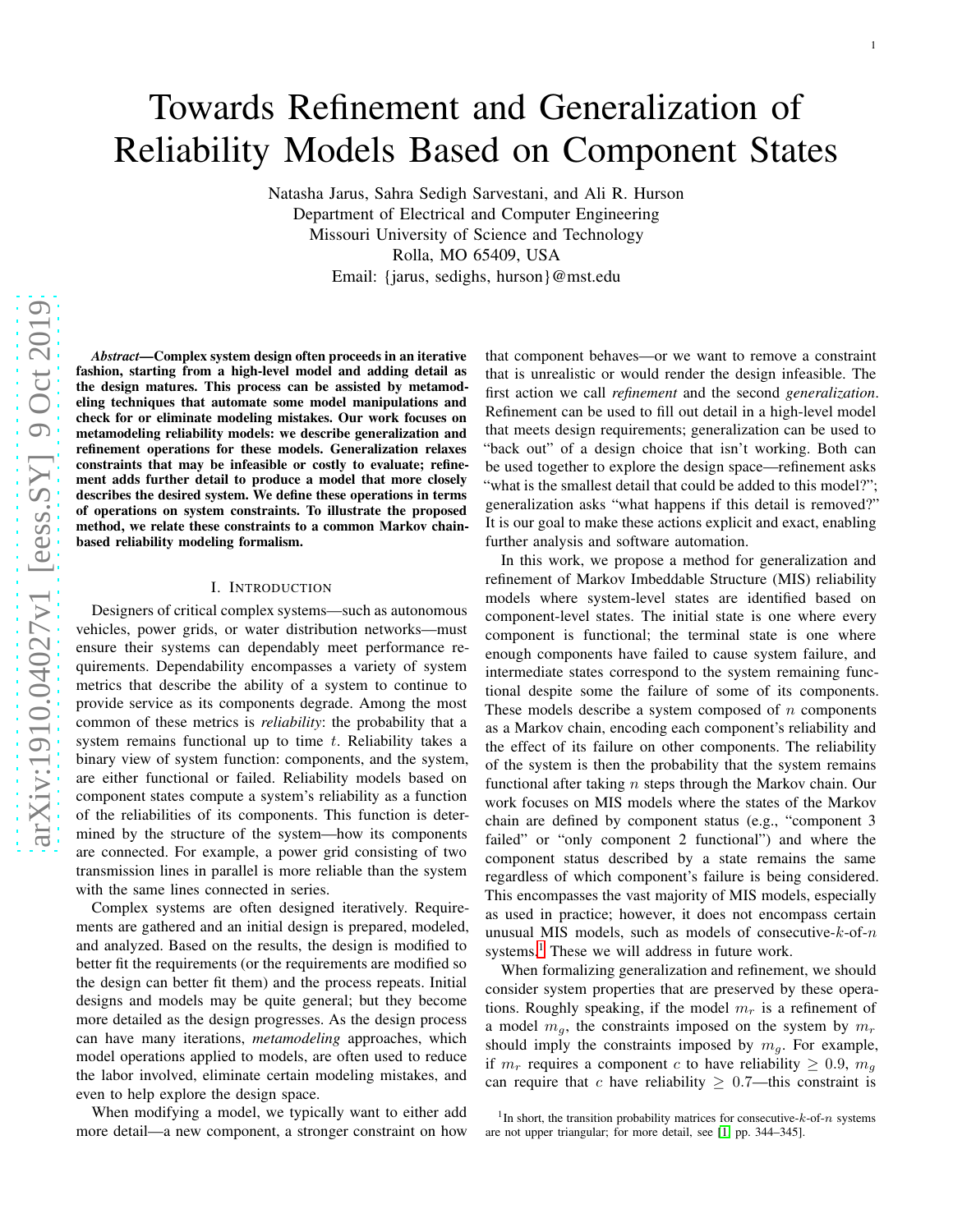# Towards Refinement and Generalization of Reliability Models Based on Component States

Natasha Jarus, Sahra Sedigh Sarvestani, and Ali R. Hurson
Department of Electrical and Computer Engineering
Missouri University of Science and Technology
Rolla, MO 65409, USA
Email: {jarus, sedighs, hurson}@mst.edu

***Abstract*—Complex system design often proceeds in an iterative fashion, starting from a high-level model and adding detail as the design matures. This process can be assisted by metamodeling techniques that automate some model manipulations and check for or eliminate modeling mistakes. Our work focuses on metamodeling reliability models: we describe generalization and refinement operations for these models. Generalization relaxes constraints that may be infeasible or costly to evaluate; refinement adds further detail to produce a model that more closely describes the desired system. We define these operations in terms of operations on system constraints. To illustrate the proposed method, we relate these constraints to a common Markov chain-based reliability modeling formalism.**

## I. Introduction

Designers of critical complex systems—such as autonomous vehicles, power grids, or water distribution networks—must ensure their systems can dependably meet performance requirements. Dependability encompasses a variety of system metrics that describe the ability of a system to continue to provide service as its components degrade. Among the most common of these metrics is *reliability*: the probability that a system remains functional up to time $t$. Reliability takes a binary view of system function: components, and the system, are either functional or failed. Reliability models based on component states compute a system's reliability as a function of the reliabilities of its components. This function is determined by the structure of the system—how its components are connected. For example, a power grid consisting of two transmission lines in parallel is more reliable than the system with the same lines connected in series.

Complex systems are often designed iteratively. Requirements are gathered and an initial design is prepared, modeled, and analyzed. Based on the results, the design is modified to better fit the requirements (or the requirements are modified so the design can better fit them) and the process repeats. Initial designs and models may be quite general; but they become more detailed as the design progresses. As the design process can have many iterations, *metamodeling* approaches, which model operations applied to models, are often used to reduce the labor involved, eliminate certain modeling mistakes, and even to help explore the design space.

When modifying a model, we typically want to either add more detail—a new component, a stronger constraint on how that component behaves—or we want to remove a constraint that is unrealistic or would render the design infeasible. The first action we call *refinement* and the second *generalization*. Refinement can be used to fill out detail in a high-level model that meets design requirements; generalization can be used to "back out" of a design choice that isn't working. Both can be used together to explore the design space—refinement asks "what is the smallest detail that could be added to this model?"; generalization asks "what happens if this detail is removed?" It is our goal to make these actions explicit and exact, enabling further analysis and software automation.

In this work, we propose a method for generalization and refinement of Markov Imbeddable Structure (MIS) reliability models where system-level states are identified based on component-level states. The initial state is one where every component is functional; the terminal state is one where enough components have failed to cause system failure, and intermediate states correspond to the system remaining functional despite some the failure of some of its components. These models describe a system composed of $n$ components as a Markov chain, encoding each component's reliability and the effect of its failure on other components. The reliability of the system is then the probability that the system remains functional after taking $n$ steps through the Markov chain. Our work focuses on MIS models where the states of the Markov chain are defined by component status (e.g., "component 3 failed" or "only component 2 functional") and where the component status described by a state remains the same regardless of which component's failure is being considered. This encompasses the vast majority of MIS models, especially as used in practice; however, it does not encompass certain unusual MIS models, such as models of consecutive-$k$-of-$n$ systems.[1] These we will address in future work.

When formalizing generalization and refinement, we should consider system properties that are preserved by these operations. Roughly speaking, if the model $m_r$ is a refinement of a model $m_g$, the constraints imposed on the system by $m_r$ should imply the constraints imposed by $m_g$. For example, if $m_r$ requires a component $c$ to have reliability $\geq 0.9$, $m_g$ can require that $c$ have reliability $\geq 0.7$—this constraint is

[1] In short, the transition probability matrices for consecutive-$k$-of-$n$ systems are not upper triangular; for more detail, see [1, pp. 344–345].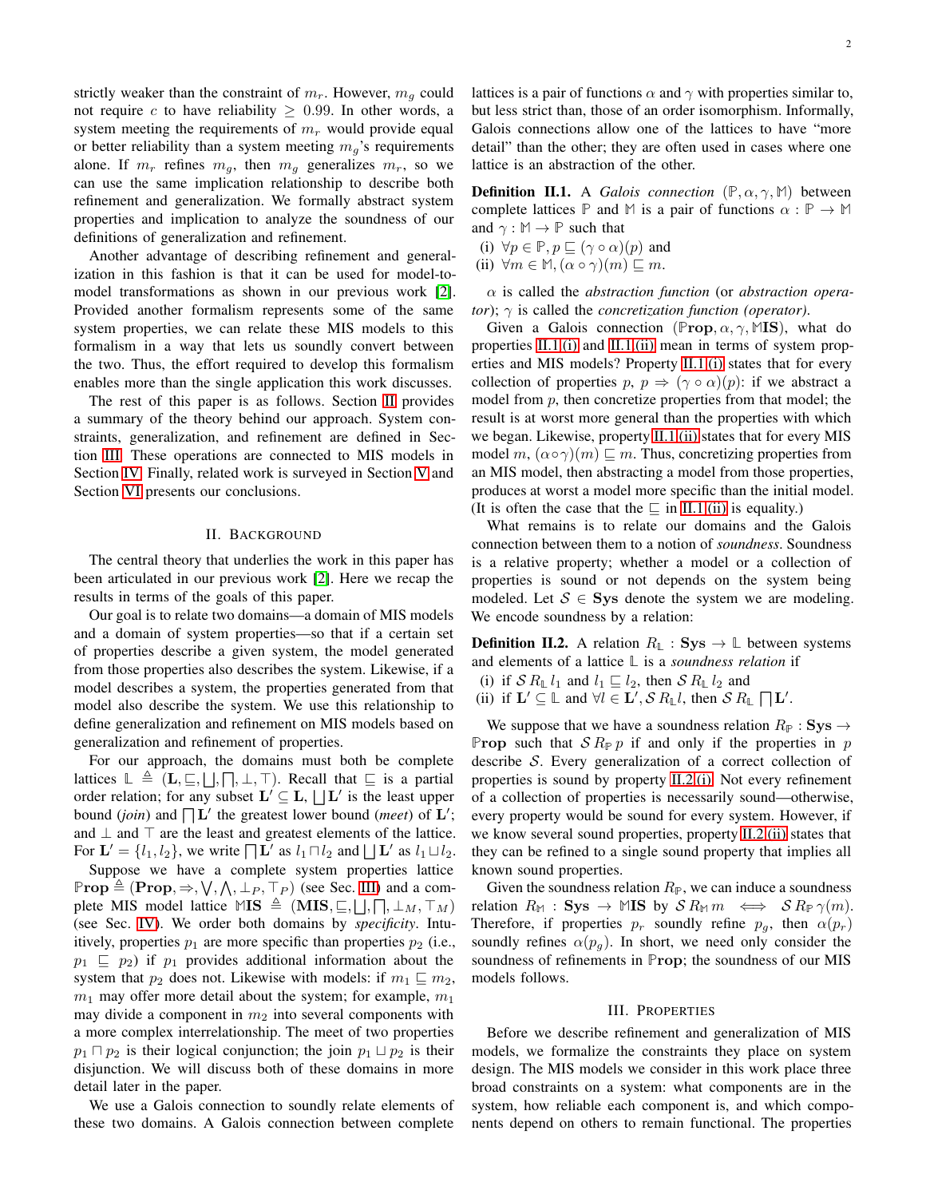strictly weaker than the constraint of $m_r$. However, $m_g$ could not require $c$ to have reliability $\geq 0.99$. In other words, a system meeting the requirements of $m_r$ would provide equal or better reliability than a system meeting $m_g$'s requirements alone. If $m_r$ refines $m_g$, then $m_g$ generalizes $m_r$, so we can use the same implication relationship to describe both refinement and generalization. We formally abstract system properties and implication to analyze the soundness of our definitions of generalization and refinement.

Another advantage of describing refinement and generalization in this fashion is that it can be used for model-to-model transformations as shown in our previous work [2]. Provided another formalism represents some of the same system properties, we can relate these MIS models to this formalism in a way that lets us soundly convert between the two. Thus, the effort required to develop this formalism enables more than the single application this work discusses.

The rest of this paper is as follows. Section II provides a summary of the theory behind our approach. System constraints, generalization, and refinement are defined in Section III. These operations are connected to MIS models in Section IV. Finally, related work is surveyed in Section V and Section VI presents our conclusions.

## II. Background

The central theory that underlies the work in this paper has been articulated in our previous work [2]. Here we recap the results in terms of the goals of this paper.

Our goal is to relate two domains—a domain of MIS models and a domain of system properties—so that if a certain set of properties describe a given system, the model generated from those properties also describes the system. Likewise, if a model describes a system, the properties generated from that model also describe the system. We use this relationship to define generalization and refinement on MIS models based on generalization and refinement of properties.

For our approach, the domains must both be complete lattices $\mathbb{L} \triangleq (\mathbf{L}, \sqsubseteq, \bigsqcup, \bigsqcap, \bot, \top)$. Recall that $\sqsubseteq$ is a partial order relation; for any subset $\mathbf{L}' \subseteq \mathbf{L}$, $\bigsqcup \mathbf{L}'$ is the least upper bound (*join*) and $\bigsqcap \mathbf{L}'$ the greatest lower bound (*meet*) of $\mathbf{L}'$; and $\bot$ and $\top$ are the least and greatest elements of the lattice. For $\mathbf{L}' = \{l_1, l_2\}$, we write $\bigsqcap \mathbf{L}'$ as $l_1 \sqcap l_2$ and $\bigsqcup \mathbf{L}'$ as $l_1 \sqcup l_2$.

Suppose we have a complete system properties lattice $\mathbb{P}\mathbf{rop} \triangleq (\mathbf{Prop}, \Rightarrow, \bigvee, \bigwedge, \bot_P, \top_P)$ (see Sec. III) and a complete MIS model lattice $\mathbb{M}\mathbf{IS} \triangleq (\mathbf{MIS}, \sqsubseteq, \bigsqcup, \bigsqcap, \bot_M, \top_M)$ (see Sec. IV). We order both domains by *specificity*. Intuitively, properties $p_1$ are more specific than properties $p_2$ (i.e., $p_1 \sqsubseteq p_2$) if $p_1$ provides additional information about the system that $p_2$ does not. Likewise with models: if $m_1 \sqsubseteq m_2$, $m_1$ may offer more detail about the system; for example, $m_1$ may divide a component in $m_2$ into several components with a more complex interrelationship. The meet of two properties $p_1 \sqcap p_2$ is their logical conjunction; the join $p_1 \sqcup p_2$ is their disjunction. We will discuss both of these domains in more detail later in the paper.

We use a Galois connection to soundly relate elements of these two domains. A Galois connection between complete lattices is a pair of functions $\alpha$ and $\gamma$ with properties similar to, but less strict than, those of an order isomorphism. Informally, Galois connections allow one of the lattices to have "more detail" than the other; they are often used in cases where one lattice is an abstraction of the other.

**Definition II.1.** A *Galois connection* $(\mathbb{P}, \alpha, \gamma, \mathbb{M})$ between complete lattices $\mathbb{P}$ and $\mathbb{M}$ is a pair of functions $\alpha : \mathbb{P} \to \mathbb{M}$ and $\gamma : \mathbb{M} \to \mathbb{P}$ such that

(i) $\forall p \in \mathbb{P}, p \sqsubseteq (\gamma \circ \alpha)(p)$ and
(ii) $\forall m \in \mathbb{M}, (\alpha \circ \gamma)(m) \sqsubseteq m$.

$\alpha$ is called the *abstraction function* (or *abstraction operator*); $\gamma$ is called the *concretization function (operator)*.

Given a Galois connection $(\mathbb{P}\mathbf{rop}, \alpha, \gamma, \mathbb{M}\mathbf{IS})$, what do properties II.1(i) and II.1(ii) mean in terms of system properties and MIS models? Property II.1(i) states that for every collection of properties $p$, $p \Rightarrow (\gamma \circ \alpha)(p)$: if we abstract a model from $p$, then concretize properties from that model; the result is at worst more general than the properties with which we began. Likewise, property II.1(ii) states that for every MIS model $m$, $(\alpha \circ \gamma)(m) \sqsubseteq m$. Thus, concretizing properties from an MIS model, then abstracting a model from those properties, produces at worst a model more specific than the initial model. (It is often the case that the $\sqsubseteq$ in II.1(ii) is equality.)

What remains is to relate our domains and the Galois connection between them to a notion of *soundness*. Soundness is a relative property; whether a model or a collection of properties is sound or not depends on the system being modeled. Let $\mathcal{S} \in \mathbf{Sys}$ denote the system we are modeling. We encode soundness by a relation:

**Definition II.2.** A relation $R_{\mathbb{L}} : \mathbf{Sys} \to \mathbb{L}$ between systems and elements of a lattice $\mathbb{L}$ is a *soundness relation* if

(i) if $\mathcal{S} \, R_{\mathbb{L}} \, l_1$ and $l_1 \sqsubseteq l_2$, then $\mathcal{S} \, R_{\mathbb{L}} \, l_2$ and
(ii) if $\mathbf{L}' \subseteq \mathbb{L}$ and $\forall l \in \mathbf{L}', \mathcal{S} \, R_{\mathbb{L}} l$, then $\mathcal{S} \, R_{\mathbb{L}} \bigsqcap \mathbf{L}'$.

We suppose that we have a soundness relation $R_{\mathbb{P}} : \mathbf{Sys} \to \mathbb{P}\mathbf{rop}$ such that $\mathcal{S} \, R_{\mathbb{P}} \, p$ if and only if the properties in $p$ describe $\mathcal{S}$. Every generalization of a correct collection of properties is sound by property II.2(i). Not every refinement of a collection of properties is necessarily sound—otherwise, every property would be sound for every system. However, if we know several sound properties, property II.2(ii) states that they can be refined to a single sound property that implies all known sound properties.

Given the soundness relation $R_{\mathbb{P}}$, we can induce a soundness relation $R_{\mathbb{M}} : \mathbf{Sys} \to \mathbb{M}\mathbf{IS}$ by $\mathcal{S} \, R_{\mathbb{M}} \, m \iff \mathcal{S} \, R_{\mathbb{P}} \, \gamma(m)$. Therefore, if properties $p_r$ soundly refine $p_g$, then $\alpha(p_r)$ soundly refines $\alpha(p_g)$. In short, we need only consider the soundness of refinements in $\mathbb{P}\mathbf{rop}$; the soundness of our MIS models follows.

## III. Properties

Before we describe refinement and generalization of MIS models, we formalize the constraints they place on system design. The MIS models we consider in this work place three broad constraints on a system: what components are in the system, how reliable each component is, and which components depend on others to remain functional. The properties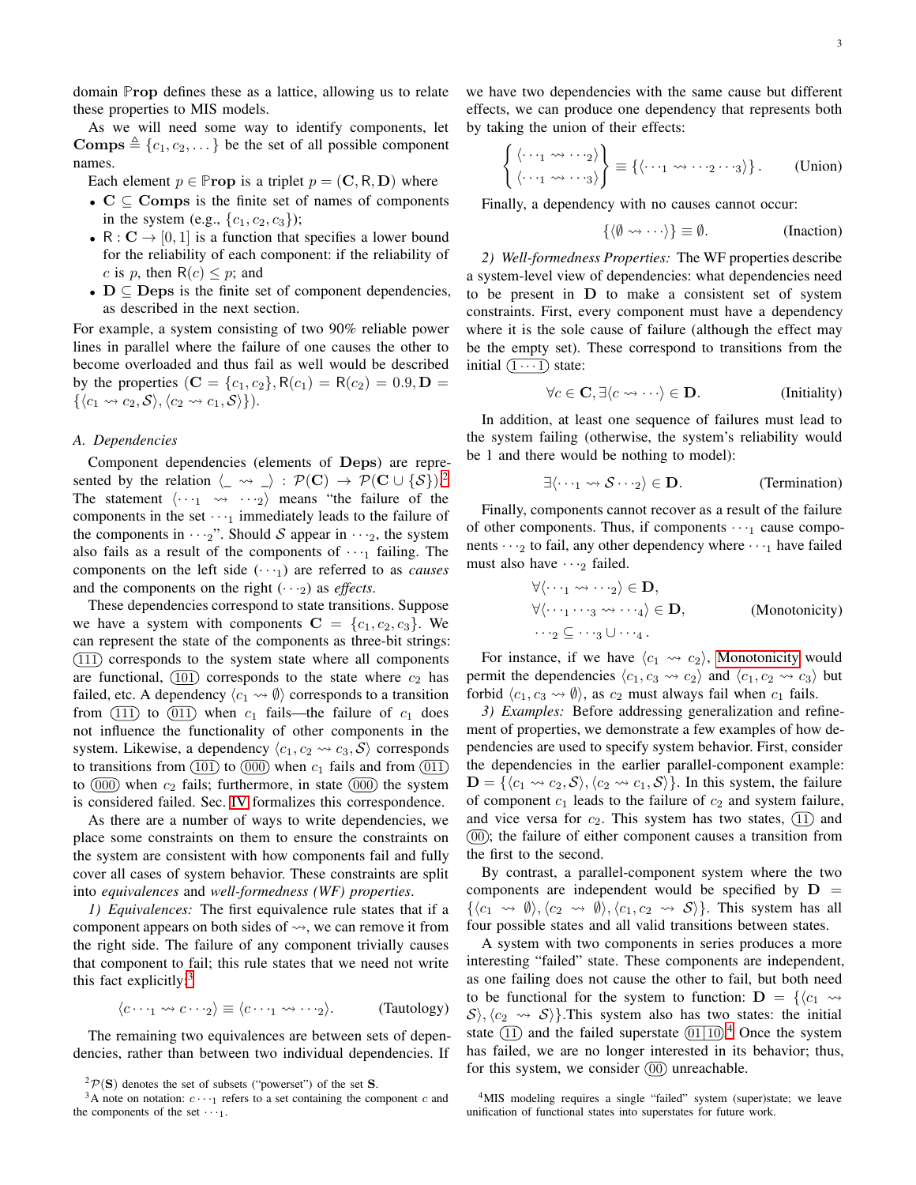domain $\mathbb{P}\mathbf{rop}$ defines these as a lattice, allowing us to relate these properties to MIS models.

As we will need some way to identify components, let $\mathbf{Comps} \triangleq \{c_1, c_2, \dots\}$ be the set of all possible component names.

Each element $p \in \mathbb{P}\mathbf{rop}$ is a triplet $p = (\mathbf{C}, \mathsf{R}, \mathbf{D})$ where

- $\mathbf{C} \subseteq \mathbf{Comps}$ is the finite set of names of components in the system (e.g., $\{c_1, c_2, c_3\}$);
- $\mathsf{R} : \mathbf{C} \to [0, 1]$ is a function that specifies a lower bound for the reliability of each component: if the reliability of $c$ is $p$, then $\mathsf{R}(c) \leq p$; and
- $\mathbf{D} \subseteq \mathbf{Deps}$ is the finite set of component dependencies, as described in the next section.

For example, a system consisting of two 90% reliable power lines in parallel where the failure of one causes the other to become overloaded and thus fail as well would be described by the properties $(\mathbf{C} = \{c_1, c_2\}, \mathsf{R}(c_1) = \mathsf{R}(c_2) = 0.9, \mathbf{D} = \{\langle c_1 \rightsquigarrow c_2, \mathcal{S}\rangle, \langle c_2 \rightsquigarrow c_1, \mathcal{S}\rangle\})$.

### A. Dependencies

Component dependencies (elements of $\mathbf{Deps}$) are represented by the relation $\langle \_ \rightsquigarrow \_ \rangle : \mathcal{P}(\mathbf{C}) \to \mathcal{P}(\mathbf{C} \cup \{\mathcal{S}\})$.[2] The statement $\langle \cdots_1 \rightsquigarrow \cdots_2 \rangle$ means "the failure of the components in the set $\cdots_1$ immediately leads to the failure of the components in $\cdots_2$". Should $\mathcal{S}$ appear in $\cdots_2$, the system also fails as a result of the components of $\cdots_1$ failing. The components on the left side ($\cdots_1$) are referred to as *causes* and the components on the right ($\cdots_2$) as *effects*.

These dependencies correspond to state transitions. Suppose we have a system with components $\mathbf{C} = \{c_1, c_2, c_3\}$. We can represent the state of the components as three-bit strings: (111) corresponds to the system state where all components are functional, (101) corresponds to the state where $c_2$ has failed, etc. A dependency $\langle c_1 \rightsquigarrow \emptyset \rangle$ corresponds to a transition from (111) to (011) when $c_1$ fails—the failure of $c_1$ does not influence the functionality of other components in the system. Likewise, a dependency $\langle c_1, c_2 \rightsquigarrow c_3, \mathcal{S}\rangle$ corresponds to transitions from (101) to (000) when $c_1$ fails and from (011) to (000) when $c_2$ fails; furthermore, in state (000) the system is considered failed. Sec. IV formalizes this correspondence.

As there are a number of ways to write dependencies, we place some constraints on them to ensure the constraints on the system are consistent with how components fail and fully cover all cases of system behavior. These constraints are split into *equivalences* and *well-formedness (WF) properties*.

*1) Equivalences:* The first equivalence rule states that if a component appears on both sides of $\rightsquigarrow$, we can remove it from the right side. The failure of any component trivially causes that component to fail; this rule states that we need not write this fact explicitly:[3]

$$\langle c \cdots_1 \rightsquigarrow c \cdots_2 \rangle \equiv \langle c \cdots_1 \rightsquigarrow \cdots_2 \rangle. \qquad \text{(Tautology)}$$

The remaining two equivalences are between sets of dependencies, rather than between two individual dependencies. If we have two dependencies with the same cause but different effects, we can produce one dependency that represents both by taking the union of their effects:

$$\left\{ \begin{array}{l} \langle \cdots_1 \rightsquigarrow \cdots_2 \rangle \\ \langle \cdots_1 \rightsquigarrow \cdots_3 \rangle \end{array} \right\} \equiv \{\langle \cdots_1 \rightsquigarrow \cdots_2 \cdots_3 \rangle\}. \qquad \text{(Union)}$$

Finally, a dependency with no causes cannot occur:

$$\{\langle \emptyset \rightsquigarrow \cdots \rangle\} \equiv \emptyset. \qquad \text{(Inaction)}$$

*2) Well-formedness Properties:* The WF properties describe a system-level view of dependencies: what dependencies need to be present in $\mathbf{D}$ to make a consistent set of system constraints. First, every component must have a dependency where it is the sole cause of failure (although the effect may be the empty set). These correspond to transitions from the initial $(1 \cdots 1)$ state:

$$\forall c \in \mathbf{C}, \exists \langle c \rightsquigarrow \cdots \rangle \in \mathbf{D}. \qquad \text{(Initiality)}$$

In addition, at least one sequence of failures must lead to the system failing (otherwise, the system's reliability would be 1 and there would be nothing to model):

$$\exists \langle \cdots_1 \rightsquigarrow \mathcal{S} \cdots_2 \rangle \in \mathbf{D}. \qquad \text{(Termination)}$$

Finally, components cannot recover as a result of the failure of other components. Thus, if components $\cdots_1$ cause components $\cdots_2$ to fail, any other dependency where $\cdots_1$ have failed must also have $\cdots_2$ failed.

$$\begin{array}{l} \forall \langle \cdots_1 \rightsquigarrow \cdots_2 \rangle \in \mathbf{D}, \\ \forall \langle \cdots_1 \cdots_3 \rightsquigarrow \cdots_4 \rangle \in \mathbf{D}, \\ \cdots_2 \subseteq \cdots_3 \cup \cdots_4 . \end{array} \qquad \text{(Monotonicity)}$$

For instance, if we have $\langle c_1 \rightsquigarrow c_2 \rangle$, Monotonicity would permit the dependencies $\langle c_1, c_3 \rightsquigarrow c_2 \rangle$ and $\langle c_1, c_2 \rightsquigarrow c_3 \rangle$ but forbid $\langle c_1, c_3 \rightsquigarrow \emptyset \rangle$, as $c_2$ must always fail when $c_1$ fails.

*3) Examples:* Before addressing generalization and refinement of properties, we demonstrate a few examples of how dependencies are used to specify system behavior. First, consider the dependencies in the earlier parallel-component example: $\mathbf{D} = \{\langle c_1 \rightsquigarrow c_2, \mathcal{S}\rangle, \langle c_2 \rightsquigarrow c_1, \mathcal{S}\rangle\}$. In this system, the failure of component $c_1$ leads to the failure of $c_2$ and system failure, and vice versa for $c_2$. This system has two states, (11) and (00); the failure of either component causes a transition from the first to the second.

By contrast, a parallel-component system where the two components are independent would be specified by $\mathbf{D} = \{\langle c_1 \rightsquigarrow \emptyset \rangle, \langle c_2 \rightsquigarrow \emptyset \rangle, \langle c_1, c_2 \rightsquigarrow \mathcal{S}\rangle\}$. This system has all four possible states and all valid transitions between states.

A system with two components in series produces a more interesting "failed" state. These components are independent, as one failing does not cause the other to fail, but both need to be functional for the system to function: $\mathbf{D} = \{\langle c_1 \rightsquigarrow \mathcal{S}\rangle, \langle c_2 \rightsquigarrow \mathcal{S}\rangle\}$.This system also has two states: the initial state (11) and the failed superstate (01|10).[4] Once the system has failed, we are no longer interested in its behavior; thus, for this system, we consider (00) unreachable.

---

[2] $\mathcal{P}(\mathbf{S})$ denotes the set of subsets ("powerset") of the set $\mathbf{S}$.

[3] A note on notation: $c \cdots_1$ refers to a set containing the component $c$ and the components of the set $\cdots_1$.

[4] MIS modeling requires a single "failed" system (super)state; we leave unification of functional states into superstates for future work.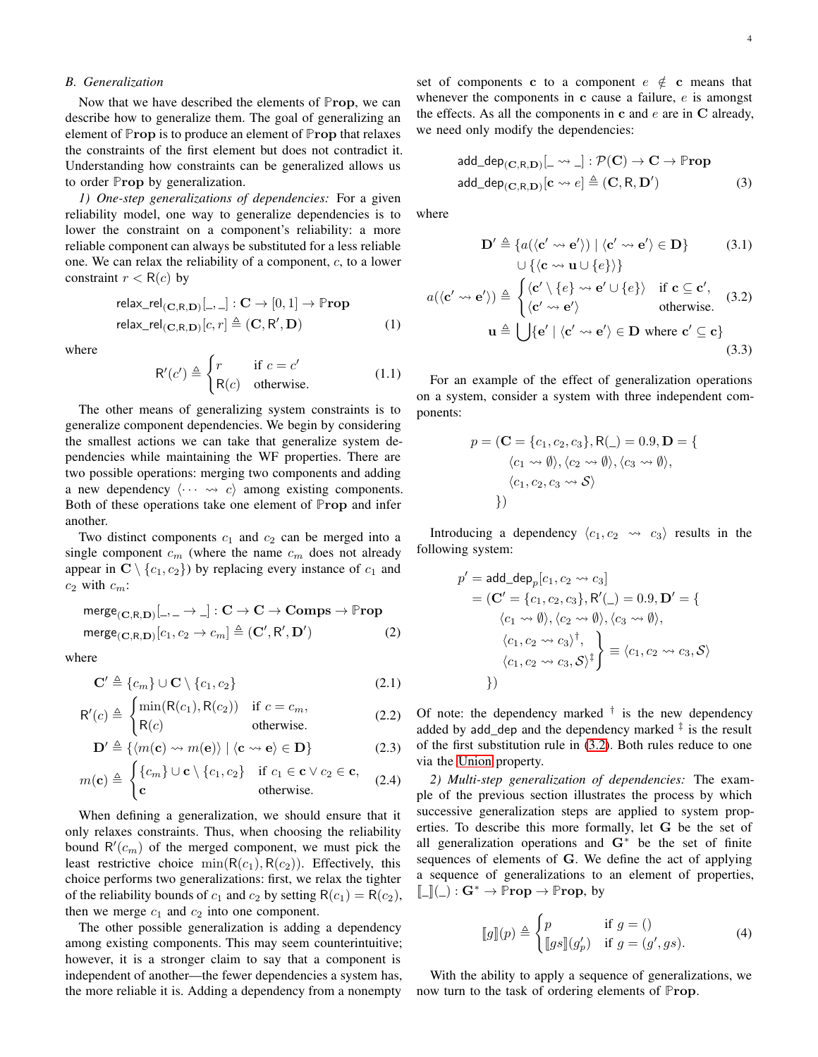### B. Generalization

Now that we have described the elements of $\mathbb{P}\mathbf{rop}$, we can describe how to generalize them. The goal of generalizing an element of $\mathbb{P}\mathbf{rop}$ is to produce an element of $\mathbb{P}\mathbf{rop}$ that relaxes the constraints of the first element but does not contradict it. Understanding how constraints can be generalized allows us to order $\mathbb{P}\mathbf{rop}$ by generalization.

*1) One-step generalizations of dependencies:* For a given reliability model, one way to generalize dependencies is to lower the constraint on a component's reliability: a more reliable component can always be substituted for a less reliable one. We can relax the reliability of a component, $c$, to a lower constraint $r < \mathsf{R}(c)$ by

$$\mathsf{relax\_rel}_{(\mathbf{C},\mathsf{R},\mathbf{D})}[\_,\_] : \mathbf{C} \to [0,1] \to \mathbb{P}\mathbf{rop}$$
$$\mathsf{relax\_rel}_{(\mathbf{C},\mathsf{R},\mathbf{D})}[c,r] \triangleq (\mathbf{C},\mathsf{R}',\mathbf{D}) \tag{1}$$

where

$$\mathsf{R}'(c') \triangleq \begin{cases} r & \text{if } c = c' \\ \mathsf{R}(c) & \text{otherwise.} \end{cases} \tag{1.1}$$

The other means of generalizing system constraints is to generalize component dependencies. We begin by considering the smallest actions we can take that generalize system dependencies while maintaining the WF properties. There are two possible operations: merging two components and adding a new dependency $\langle \cdots \rightsquigarrow c \rangle$ among existing components. Both of these operations take one element of $\mathbb{P}\mathbf{rop}$ and infer another.

Two distinct components $c_1$ and $c_2$ can be merged into a single component $c_m$ (where the name $c_m$ does not already appear in $\mathbf{C} \setminus \{c_1, c_2\}$) by replacing every instance of $c_1$ and $c_2$ with $c_m$:

$$\mathsf{merge}_{(\mathbf{C},\mathsf{R},\mathbf{D})}[\_,\_ \to \_] : \mathbf{C} \to \mathbf{C} \to \mathbf{Comps} \to \mathbb{P}\mathbf{rop}$$
$$\mathsf{merge}_{(\mathbf{C},\mathsf{R},\mathbf{D})}[c_1,c_2 \to c_m] \triangleq (\mathbf{C}',\mathsf{R}',\mathbf{D}') \tag{2}$$

where

$$\mathbf{C}' \triangleq \{c_m\} \cup \mathbf{C} \setminus \{c_1, c_2\} \tag{2.1}$$

$$\mathsf{R}'(c) \triangleq \begin{cases} \min(\mathsf{R}(c_1), \mathsf{R}(c_2)) & \text{if } c = c_m, \\ \mathsf{R}(c) & \text{otherwise.} \end{cases} \tag{2.2}$$

$$\mathbf{D}' \triangleq \{\langle m(\mathbf{c}) \rightsquigarrow m(\mathbf{e})\rangle \mid \langle \mathbf{c} \rightsquigarrow \mathbf{e} \rangle \in \mathbf{D}\} \tag{2.3}$$

$$m(\mathbf{c}) \triangleq \begin{cases} \{c_m\} \cup \mathbf{c} \setminus \{c_1, c_2\} & \text{if } c_1 \in \mathbf{c} \vee c_2 \in \mathbf{c}, \\ \mathbf{c} & \text{otherwise.} \end{cases} \tag{2.4}$$

When defining a generalization, we should ensure that it only relaxes constraints. Thus, when choosing the reliability bound $\mathsf{R}'(c_m)$ of the merged component, we must pick the least restrictive choice $\min(\mathsf{R}(c_1), \mathsf{R}(c_2))$. Effectively, this choice performs two generalizations: first, we relax the tighter of the reliability bounds of $c_1$ and $c_2$ by setting $\mathsf{R}(c_1) = \mathsf{R}(c_2)$, then we merge $c_1$ and $c_2$ into one component.

The other possible generalization is adding a dependency among existing components. This may seem counterintuitive; however, it is a stronger claim to say that a component is independent of another—the fewer dependencies a system has, the more reliable it is. Adding a dependency from a nonempty set of components $\mathbf{c}$ to a component $e \notin \mathbf{c}$ means that whenever the components in $\mathbf{c}$ cause a failure, $e$ is amongst the effects. As all the components in $\mathbf{c}$ and $e$ are in $\mathbf{C}$ already, we need only modify the dependencies:

$$\mathsf{add\_dep}_{(\mathbf{C},\mathsf{R},\mathbf{D})}[\_ \rightsquigarrow \_] : \mathcal{P}(\mathbf{C}) \to \mathbf{C} \to \mathbb{P}\mathbf{rop}$$
$$\mathsf{add\_dep}_{(\mathbf{C},\mathsf{R},\mathbf{D})}[\mathbf{c} \rightsquigarrow e] \triangleq (\mathbf{C},\mathsf{R},\mathbf{D}') \tag{3}$$

where

$$\mathbf{D}' \triangleq \{a(\langle \mathbf{c}' \rightsquigarrow \mathbf{e}' \rangle) \mid \langle \mathbf{c}' \rightsquigarrow \mathbf{e}' \rangle \in \mathbf{D}\} \cup \{\langle \mathbf{c} \rightsquigarrow \mathbf{u} \cup \{e\} \rangle\} \tag{3.1}$$

$$a(\langle \mathbf{c}' \rightsquigarrow \mathbf{e}' \rangle) \triangleq \begin{cases} \langle \mathbf{c}' \setminus \{e\} \rightsquigarrow \mathbf{e}' \cup \{e\} \rangle & \text{if } \mathbf{c} \subseteq \mathbf{c}', \\ \langle \mathbf{c}' \rightsquigarrow \mathbf{e}' \rangle & \text{otherwise.} \end{cases} \tag{3.2}$$

$$\mathbf{u} \triangleq \bigcup \{\mathbf{e}' \mid \langle \mathbf{c}' \rightsquigarrow \mathbf{e}' \rangle \in \mathbf{D} \text{ where } \mathbf{c}' \subseteq \mathbf{c}\} \tag{3.3}$$

For an example of the effect of generalization operations on a system, consider a system with three independent components:

$$\begin{aligned} p = (\mathbf{C} = \{c_1, c_2, c_3\}, \mathsf{R}(\_) = 0.9, \mathbf{D} = \{ & \\ \langle c_1 \rightsquigarrow \emptyset \rangle, \langle c_2 \rightsquigarrow \emptyset \rangle, \langle c_3 \rightsquigarrow \emptyset \rangle, & \\ \langle c_1, c_2, c_3 \rightsquigarrow \mathcal{S} \rangle & \\ \}) & \end{aligned}$$

Introducing a dependency $\langle c_1, c_2 \rightsquigarrow c_3 \rangle$ results in the following system:

$$\begin{aligned} p' &= \mathsf{add\_dep}_p[c_1, c_2 \rightsquigarrow c_3] \\ &= (\mathbf{C}' = \{c_1, c_2, c_3\}, \mathsf{R}'(\_) = 0.9, \mathbf{D}' = \{ \\ &\quad \langle c_1 \rightsquigarrow \emptyset \rangle, \langle c_2 \rightsquigarrow \emptyset \rangle, \langle c_3 \rightsquigarrow \emptyset \rangle, \\ &\quad \left. \begin{array}{l} \langle c_1, c_2 \rightsquigarrow c_3 \rangle^{\dagger}, \\ \langle c_1, c_2 \rightsquigarrow c_3, \mathcal{S} \rangle^{\ddagger} \end{array} \right\} \equiv \langle c_1, c_2 \rightsquigarrow c_3, \mathcal{S} \rangle \\ &\quad \}) \end{aligned}$$

Of note: the dependency marked $^{\dagger}$ is the new dependency added by add_dep and the dependency marked $^{\ddagger}$ is the result of the first substitution rule in (3.2). Both rules reduce to one via the Union property.

*2) Multi-step generalization of dependencies:* The example of the previous section illustrates the process by which successive generalization steps are applied to system properties. To describe this more formally, let $\mathbf{G}$ be the set of all generalization operations and $\mathbf{G}^*$ be the set of finite sequences of elements of $\mathbf{G}$. We define the act of applying a sequence of generalizations to an element of properties, $[\![\_]\!](\_) : \mathbf{G}^* \to \mathbb{P}\mathbf{rop} \to \mathbb{P}\mathbf{rop}$, by

$$[\![g]\!](p) \triangleq \begin{cases} p & \text{if } g = () \\ [\![gs]\!](g'_p) & \text{if } g = (g', gs). \end{cases} \tag{4}$$

With the ability to apply a sequence of generalizations, we now turn to the task of ordering elements of $\mathbb{P}\mathbf{rop}$.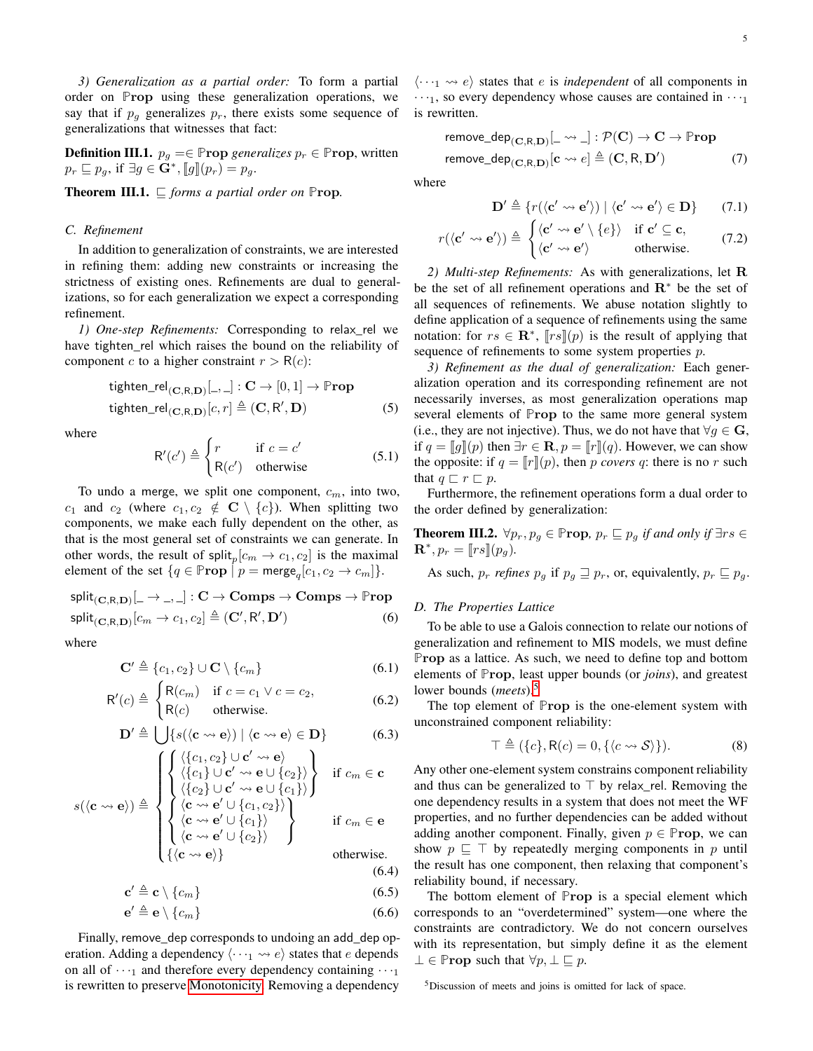*3) Generalization as a partial order:* To form a partial order on $\mathbb{P}\mathbf{rop}$ using these generalization operations, we say that if $p_g$ generalizes $p_r$, there exists some sequence of generalizations that witnesses that fact:

**Definition III.1.** $p_g = \in \mathbb{P}\mathbf{rop}$ *generalizes* $p_r \in \mathbb{P}\mathbf{rop}$, written $p_r \sqsubseteq p_g$, if $\exists g \in \mathbf{G}^*, [\![g]\!](p_r) = p_g$.

**Theorem III.1.** $\sqsubseteq$ *forms a partial order on* $\mathbb{P}\mathbf{rop}$.

### C. Refinement

In addition to generalization of constraints, we are interested in refining them: adding new constraints or increasing the strictness of existing ones. Refinements are dual to generalizations, so for each generalization we expect a corresponding refinement.

*1) One-step Refinements:* Corresponding to relax_rel we have tighten_rel which raises the bound on the reliability of component $c$ to a higher constraint $r > \mathsf{R}(c)$:

$$\mathsf{tighten\_rel}_{(\mathbf{C},\mathsf{R},\mathbf{D})}[\_,\_] : \mathbf{C} \to [0,1] \to \mathbb{P}\mathbf{rop}$$
$$\mathsf{tighten\_rel}_{(\mathbf{C},\mathsf{R},\mathbf{D})}[c, r] \triangleq (\mathbf{C}, \mathsf{R}', \mathbf{D}) \tag{5}$$

where

$$\mathsf{R}'(c') \triangleq \begin{cases} r & \text{if } c = c' \\ \mathsf{R}(c') & \text{otherwise} \end{cases} \tag{5.1}$$

To undo a merge, we split one component, $c_m$, into two, $c_1$ and $c_2$ (where $c_1, c_2 \notin \mathbf{C} \setminus \{c\}$). When splitting two components, we make each fully dependent on the other, as that is the most general set of constraints we can generate. In other words, the result of $\mathsf{split}_p[c_m \to c_1, c_2]$ is the maximal element of the set $\{q \in \mathbb{P}\mathbf{rop} \mid p = \mathsf{merge}_q[c_1, c_2 \to c_m]\}$.

$$\mathsf{split}_{(\mathbf{C},\mathsf{R},\mathbf{D})}[\_ \to \_,\_] : \mathbf{C} \to \mathbf{Comps} \to \mathbf{Comps} \to \mathbb{P}\mathbf{rop}$$
$$\mathsf{split}_{(\mathbf{C},\mathsf{R},\mathbf{D})}[c_m \to c_1, c_2] \triangleq (\mathbf{C}', \mathsf{R}', \mathbf{D}') \tag{6}$$

where

$$\mathbf{C}' \triangleq \{c_1, c_2\} \cup \mathbf{C} \setminus \{c_m\} \tag{6.1}$$

$$\mathsf{R}'(c) \triangleq \begin{cases} \mathsf{R}(c_m) & \text{if } c = c_1 \vee c = c_2, \\ \mathsf{R}(c) & \text{otherwise.} \end{cases} \tag{6.2}$$

$$\mathbf{D}' \triangleq \bigcup \{s(\langle \mathbf{c} \rightsquigarrow \mathbf{e} \rangle) \mid \langle \mathbf{c} \rightsquigarrow \mathbf{e} \rangle \in \mathbf{D}\} \tag{6.3}$$

$$s(\langle \mathbf{c} \rightsquigarrow \mathbf{e} \rangle) \triangleq \begin{cases} \left\{ \begin{array}{l} \langle \{c_1, c_2\} \cup \mathbf{c}' \rightsquigarrow \mathbf{e} \rangle \\ \langle \{c_1\} \cup \mathbf{c}' \rightsquigarrow \mathbf{e} \cup \{c_2\} \rangle \\ \langle \{c_2\} \cup \mathbf{c}' \rightsquigarrow \mathbf{e} \cup \{c_1\} \rangle \end{array} \right\} & \text{if } c_m \in \mathbf{c} \\ \left\{ \begin{array}{l} \langle \mathbf{c} \rightsquigarrow \mathbf{e}' \cup \{c_1, c_2\} \rangle \\ \langle \mathbf{c} \rightsquigarrow \mathbf{e}' \cup \{c_1\} \rangle \\ \langle \mathbf{c} \rightsquigarrow \mathbf{e}' \cup \{c_2\} \rangle \end{array} \right\} & \text{if } c_m \in \mathbf{e} \\ \{\langle \mathbf{c} \rightsquigarrow \mathbf{e} \rangle\} & \text{otherwise.} \end{cases} \tag{6.4}$$

$$\mathbf{c}' \triangleq \mathbf{c} \setminus \{c_m\} \tag{6.5}$$

$$\mathbf{e}' \triangleq \mathbf{e} \setminus \{c_m\} \tag{6.6}$$

Finally, remove_dep corresponds to undoing an add_dep operation. Adding a dependency $\langle \cdots_1 \rightsquigarrow e \rangle$ states that $e$ depends on all of $\cdots_1$ and therefore every dependency containing $\cdots_1$ is rewritten to preserve Monotonicity. Removing a dependency $\langle \cdots_1 \rightsquigarrow e \rangle$ states that $e$ is *independent* of all components in $\cdots_1$, so every dependency whose causes are contained in $\cdots_1$ is rewritten.

$$\mathsf{remove\_dep}_{(\mathbf{C},\mathsf{R},\mathbf{D})}[\_ \rightsquigarrow \_] : \mathcal{P}(\mathbf{C}) \to \mathbf{C} \to \mathbb{P}\mathbf{rop}$$
$$\mathsf{remove\_dep}_{(\mathbf{C},\mathsf{R},\mathbf{D})}[\mathbf{c} \rightsquigarrow e] \triangleq (\mathbf{C}, \mathsf{R}, \mathbf{D}') \tag{7}$$

where

$$\mathbf{D}' \triangleq \{r(\langle \mathbf{c}' \rightsquigarrow \mathbf{e}' \rangle) \mid \langle \mathbf{c}' \rightsquigarrow \mathbf{e}' \rangle \in \mathbf{D}\} \tag{7.1}$$

$$r(\langle \mathbf{c}' \rightsquigarrow \mathbf{e}' \rangle) \triangleq \begin{cases} \langle \mathbf{c}' \rightsquigarrow \mathbf{e}' \setminus \{e\} \rangle & \text{if } \mathbf{c}' \subseteq \mathbf{c}, \\ \langle \mathbf{c}' \rightsquigarrow \mathbf{e}' \rangle & \text{otherwise.} \end{cases} \tag{7.2}$$

*2) Multi-step Refinements:* As with generalizations, let $\mathbf{R}$ be the set of all refinement operations and $\mathbf{R}^*$ be the set of all sequences of refinements. We abuse notation slightly to define application of a sequence of refinements using the same notation: for $rs \in \mathbf{R}^*$, $[\![rs]\!](p)$ is the result of applying that sequence of refinements to some system properties $p$.

*3) Refinement as the dual of generalization:* Each generalization operation and its corresponding refinement are not necessarily inverses, as most generalization operations map several elements of $\mathbb{P}\mathbf{rop}$ to the same more general system (i.e., they are not injective). Thus, we do not have that $\forall g \in \mathbf{G}$, if $q = [\![g]\!](p)$ then $\exists r \in \mathbf{R}, p = [\![r]\!](q)$. However, we can show the opposite: if $q = [\![r]\!](p)$, then $p$ *covers* $q$: there is no $r$ such that $q \sqsubset r \sqsubset p$.

Furthermore, the refinement operations form a dual order to the order defined by generalization:

**Theorem III.2.** $\forall p_r, p_g \in \mathbb{P}\mathbf{rop}$, $p_r \sqsubseteq p_g$ *if and only if* $\exists rs \in \mathbf{R}^*, p_r = [\![rs]\!](p_g)$.

As such, $p_r$ *refines* $p_g$ if $p_g \sqsupseteq p_r$, or, equivalently, $p_r \sqsubseteq p_g$.

### D. The Properties Lattice

To be able to use a Galois connection to relate our notions of generalization and refinement to MIS models, we must define $\mathbb{P}\mathbf{rop}$ as a lattice. As such, we need to define top and bottom elements of $\mathbb{P}\mathbf{rop}$, least upper bounds (or *joins*), and greatest lower bounds (*meets*).[5]

The top element of $\mathbb{P}\mathbf{rop}$ is the one-element system with unconstrained component reliability:

$$\top \triangleq (\{c\}, \mathsf{R}(c) = 0, \{\langle c \rightsquigarrow \mathcal{S} \rangle\}). \tag{8}$$

Any other one-element system constrains component reliability and thus can be generalized to $\top$ by relax_rel. Removing the one dependency results in a system that does not meet the WF properties, and no further dependencies can be added without adding another component. Finally, given $p \in \mathbb{P}\mathbf{rop}$, we can show $p \sqsubseteq \top$ by repeatedly merging components in $p$ until the result has one component, then relaxing that component's reliability bound, if necessary.

The bottom element of $\mathbb{P}\mathbf{rop}$ is a special element which corresponds to an "overdetermined" system—one where the constraints are contradictory. We do not concern ourselves with its representation, but simply define it as the element $\bot \in \mathbb{P}\mathbf{rop}$ such that $\forall p, \bot \sqsubseteq p$.

[5] Discussion of meets and joins is omitted for lack of space.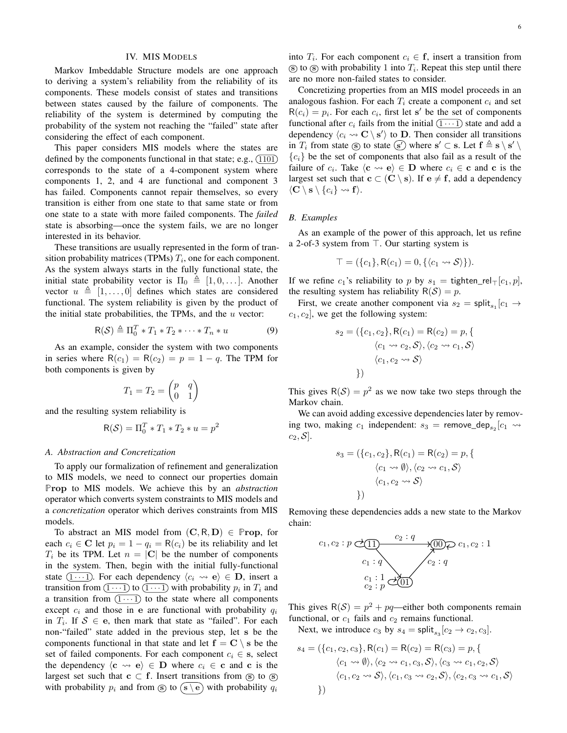## IV. MIS Models

Markov Imbeddable Structure models are one approach to deriving a system's reliability from the reliability of its components. These models consist of states and transitions between states caused by the failure of components. The reliability of the system is determined by computing the probability of the system not reaching the "failed" state after considering the effect of each component.

This paper considers MIS models where the states are defined by the components functional in that state; e.g., (1101) corresponds to the state of a 4-component system where components 1, 2, and 4 are functional and component 3 has failed. Components cannot repair themselves, so every transition is either from one state to that same state or from one state to a state with more failed components. The *failed* state is absorbing—once the system fails, we are no longer interested in its behavior.

These transitions are usually represented in the form of transition probability matrices (TPMs) $T_i$, one for each component. As the system always starts in the fully functional state, the initial state probability vector is $\Pi_0 \triangleq [1, 0, \dots]$. Another vector $u \triangleq [1, \dots, 0]$ defines which states are considered functional. The system reliability is given by the product of the initial state probabilities, the TPMs, and the $u$ vector:

$$\mathsf{R}(\mathcal{S}) \triangleq \Pi_0^T * T_1 * T_2 * \cdots * T_n * u \tag{9}$$

As an example, consider the system with two components in series where $\mathsf{R}(c_1) = \mathsf{R}(c_2) = p = 1 - q$. The TPM for both components is given by

$$T_1 = T_2 = \begin{pmatrix} p & q \\ 0 & 1 \end{pmatrix}$$

and the resulting system reliability is

$$\mathsf{R}(\mathcal{S}) = \Pi_0^T * T_1 * T_2 * u = p^2$$

### A. Abstraction and Concretization

To apply our formalization of refinement and generalization to MIS models, we need to connect our properties domain $\mathbb{P}\mathbf{rop}$ to MIS models. We achieve this by an *abstraction* operator which converts system constraints to MIS models and a *concretization* operator which derives constraints from MIS models.

To abstract an MIS model from $(\mathbf{C}, \mathsf{R}, \mathbf{D}) \in \mathbb{P}\mathbf{rop}$, for each $c_i \in \mathbf{C}$ let $p_i = 1 - q_i = \mathsf{R}(c_i)$ be its reliability and let $T_i$ be its TPM. Let $n = |\mathbf{C}|$ be the number of components in the system. Then, begin with the initial fully-functional state $(1 \cdots 1)$. For each dependency $\langle c_i \rightsquigarrow \mathbf{e} \rangle \in \mathbf{D}$, insert a transition from $(1 \cdots 1)$ to $(1 \cdots 1)$ with probability $p_i$ in $T_i$ and a transition from $(1 \cdots 1)$ to the state where all components except $c_i$ and those in $\mathbf{e}$ are functional with probability $q_i$ in $T_i$. If $\mathcal{S} \in \mathbf{e}$, then mark that state as "failed". For each non-"failed" state added in the previous step, let $\mathbf{s}$ be the components functional in that state and let $\mathbf{f} = \mathbf{C} \setminus \mathbf{s}$ be the set of failed components. For each component $c_i \in \mathbf{s}$, select the dependency $\langle \mathbf{c} \rightsquigarrow \mathbf{e} \rangle \in \mathbf{D}$ where $c_i \in \mathbf{c}$ and $\mathbf{c}$ is the largest set such that $\mathbf{c} \subset \mathbf{f}$. Insert transitions from $(\mathbf{s})$ to $(\mathbf{s})$ with probability $p_i$ and from $(\mathbf{s})$ to $(\mathbf{s} \setminus \mathbf{e})$ with probability $q_i$ into $T_i$. For each component $c_i \in \mathbf{f}$, insert a transition from $(\mathbf{s})$ to $(\mathbf{s})$ with probability 1 into $T_i$. Repeat this step until there are no more non-failed states to consider.

Concretizing properties from an MIS model proceeds in an analogous fashion. For each $T_i$ create a component $c_i$ and set $\mathsf{R}(c_i) = p_i$. For each $c_i$, first let $\mathbf{s}'$ be the set of components functional after $c_i$ fails from the initial $(1 \cdots 1)$ state and add a dependency $\langle c_i \rightsquigarrow \mathbf{C} \setminus \mathbf{s}' \rangle$ to $\mathbf{D}$. Then consider all transitions in $T_i$ from state $(\mathbf{s})$ to state $(\mathbf{s}')$ where $\mathbf{s}' \subset \mathbf{s}$. Let $\mathbf{f} \triangleq \mathbf{s} \setminus \mathbf{s}' \setminus \{c_i\}$ be the set of components that also fail as a result of the failure of $c_i$. Take $\langle \mathbf{c} \rightsquigarrow \mathbf{e} \rangle \in \mathbf{D}$ where $c_i \in \mathbf{c}$ and $\mathbf{c}$ is the largest set such that $\mathbf{c} \subset (\mathbf{C} \setminus \mathbf{s})$. If $\mathbf{e} \neq \mathbf{f}$, add a dependency $\langle \mathbf{C} \setminus \mathbf{s} \setminus \{c_i\} \rightsquigarrow \mathbf{f} \rangle$.

### B. Examples

As an example of the power of this approach, let us refine a 2-of-3 system from $\top$. Our starting system is

$$\top = (\{c_1\}, \mathsf{R}(c_1) = 0, \{\langle c_1 \rightsquigarrow \mathcal{S} \rangle\}).$$

If we refine $c_1$'s reliability to $p$ by $s_1 = \mathsf{tighten\_rel}_\top[c_1, p]$, the resulting system has reliability $\mathsf{R}(\mathcal{S}) = p$.

First, we create another component via $s_2 = \mathsf{split}_{s_1}[c_1 \to c_1, c_2]$, we get the following system:

$$\begin{aligned} s_2 = (\{c_1, c_2\}, \mathsf{R}(c_1) = \mathsf{R}(c_2) = p, \{ & \\ \langle c_1 \rightsquigarrow c_2, \mathcal{S} \rangle, \langle c_2 \rightsquigarrow c_1, \mathcal{S} \rangle & \\ \langle c_1, c_2 \rightsquigarrow \mathcal{S} \rangle & \\ \}) & \end{aligned}$$

This gives $\mathsf{R}(\mathcal{S}) = p^2$ as we now take two steps through the Markov chain.

We can avoid adding excessive dependencies later by removing two, making $c_1$ independent: $s_3 = \mathsf{remove\_dep}_{s_2}[c_1 \rightsquigarrow c_2, \mathcal{S}]$.

$$\begin{aligned} s_3 = (\{c_1, c_2\}, \mathsf{R}(c_1) = \mathsf{R}(c_2) = p, \{ & \\ \langle c_1 \rightsquigarrow \emptyset \rangle, \langle c_2 \rightsquigarrow c_1, \mathcal{S} \rangle & \\ \langle c_1, c_2 \rightsquigarrow \mathcal{S} \rangle & \\ \}) & \end{aligned}$$

Removing these dependencies adds a new state to the Markov chain:

States: (11), (00), (01). Transitions: (11)→(11) with $c_1, c_2 : p$; (11)→(00) with $c_2 : q$; (11)→(01) with $c_1 : q$; (01)→(01) with $c_1 : 1$, $c_2 : p$; (01)→(00) with $c_2 : q$; (00)→(00) with $c_1, c_2 : 1$.

This gives $\mathsf{R}(\mathcal{S}) = p^2 + pq$—either both components remain functional, or $c_1$ fails and $c_2$ remains functional.

Next, we introduce $c_3$ by $s_4 = \mathsf{split}_{s_3}[c_2 \to c_2, c_3]$.

$$\begin{aligned} s_4 = (\{c_1, c_2, c_3\}, \mathsf{R}(c_1) = \mathsf{R}(c_2) = \mathsf{R}(c_3) = p, \{ & \\ \langle c_1 \rightsquigarrow \emptyset \rangle, \langle c_2 \rightsquigarrow c_1, c_3, \mathcal{S} \rangle, \langle c_3 \rightsquigarrow c_1, c_2, \mathcal{S} \rangle & \\ \langle c_1, c_2 \rightsquigarrow \mathcal{S} \rangle, \langle c_1, c_3 \rightsquigarrow c_2, \mathcal{S} \rangle, \langle c_2, c_3 \rightsquigarrow c_1, \mathcal{S} \rangle & \\ \}) & \end{aligned}$$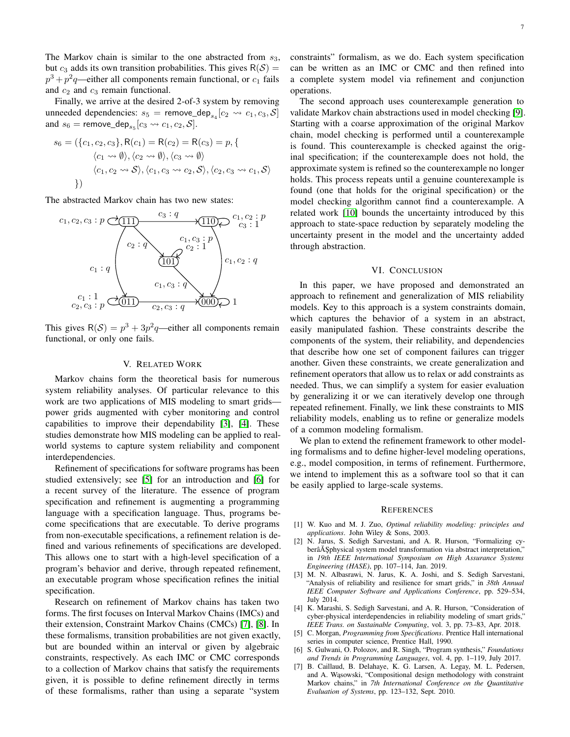The Markov chain is similar to the one abstracted from $s_3$, but $c_3$ adds its own transition probabilities. This gives $\mathsf{R}(\mathcal{S}) = p^3 + p^2q$—either all components remain functional, or $c_1$ fails and $c_2$ and $c_3$ remain functional.

Finally, we arrive at the desired 2-of-3 system by removing unneeded dependencies: $s_5 = \mathsf{remove\_dep}_{s_4}[c_2 \rightsquigarrow c_1, c_3, \mathcal{S}]$ and $s_6 = \mathsf{remove\_dep}_{s_5}[c_3 \rightsquigarrow c_1, c_2, \mathcal{S}]$.

$$
\begin{aligned}
s_6 = (\{c_1, c_2, c_3\}, \mathsf{R}(c_1) = \mathsf{R}(c_2) = \mathsf{R}(c_3) = p, \{ \\
\langle c_1 \rightsquigarrow \emptyset \rangle, \langle c_2 \rightsquigarrow \emptyset \rangle, \langle c_3 \rightsquigarrow \emptyset \rangle \\
\langle c_1, c_2 \rightsquigarrow \mathcal{S} \rangle, \langle c_1, c_3 \rightsquigarrow c_2, \mathcal{S} \rangle, \langle c_2, c_3 \rightsquigarrow c_1, \mathcal{S} \rangle \\
\})
\end{aligned}
$$

The abstracted Markov chain has two new states:

This gives $\mathsf{R}(\mathcal{S}) = p^3 + 3p^2q$—either all components remain functional, or only one fails.

## V. Related Work

Markov chains form the theoretical basis for numerous system reliability analyses. Of particular relevance to this work are two applications of MIS modeling to smart grids—power grids augmented with cyber monitoring and control capabilities to improve their dependability [3], [4]. These studies demonstrate how MIS modeling can be applied to real-world systems to capture system reliability and component interdependencies.

Refinement of specifications for software programs has been studied extensively; see [5] for an introduction and [6] for a recent survey of the literature. The essence of program specification and refinement is augmenting a programming language with a specification language. Thus, programs become specifications that are executable. To derive programs from non-executable specifications, a refinement relation is defined and various refinements of specifications are developed. This allows one to start with a high-level specification of a program's behavior and derive, through repeated refinement, an executable program whose specification refines the initial specification.

Research on refinement of Markov chains has taken two forms. The first focuses on Interval Markov Chains (IMCs) and their extension, Constraint Markov Chains (CMCs) [7], [8]. In these formalisms, transition probabilities are not given exactly, but are bounded within an interval or given by algebraic constraints, respectively. As each IMC or CMC corresponds to a collection of Markov chains that satisfy the requirements given, it is possible to define refinement directly in terms of these formalisms, rather than using a separate "system constraints" formalism, as we do. Each system specification can be written as an IMC or CMC and then refined into a complete system model via refinement and conjunction operations.

The second approach uses counterexample generation to validate Markov chain abstractions used in model checking [9]. Starting with a coarse approximation of the original Markov chain, model checking is performed until a counterexample is found. This counterexample is checked against the original specification; if the counterexample does not hold, the approximate system is refined so the counterexample no longer holds. This process repeats until a genuine counterexample is found (one that holds for the original specification) or the model checking algorithm cannot find a counterexample. A related work [10] bounds the uncertainty introduced by this approach to state-space reduction by separately modeling the uncertainty present in the model and the uncertainty added through abstraction.

## VI. Conclusion

In this paper, we have proposed and demonstrated an approach to refinement and generalization of MIS reliability models. Key to this approach is a system constraints domain, which captures the behavior of a system in an abstract, easily manipulated fashion. These constraints describe the components of the system, their reliability, and dependencies that describe how one set of component failures can trigger another. Given these constraints, we create generalization and refinement operators that allow us to relax or add constraints as needed. Thus, we can simplify a system for easier evaluation by generalizing it or we can iteratively develop one through repeated refinement. Finally, we link these constraints to MIS reliability models, enabling us to refine or generalize models of a common modeling formalism.

We plan to extend the refinement framework to other modeling formalisms and to define higher-level modeling operations, e.g., model composition, in terms of refinement. Furthermore, we intend to implement this as a software tool so that it can be easily applied to large-scale systems.

## References

[1] W. Kuo and M. J. Zuo, *Optimal reliability modeling: principles and applications*. John Wiley & Sons, 2003.

[2] N. Jarus, S. Sedigh Sarvestani, and A. R. Hurson, "Formalizing cyberâĂŞphysical system model transformation via abstract interpretation," in *19th IEEE International Symposium on High Assurance Systems Engineering (HASE)*, pp. 107–114, Jan. 2019.

[3] M. N. Albasrawi, N. Jarus, K. A. Joshi, and S. Sedigh Sarvestani, "Analysis of reliability and resilience for smart grids," in *38th Annual IEEE Computer Software and Applications Conference*, pp. 529–534, July 2014.

[4] K. Marashi, S. Sedigh Sarvestani, and A. R. Hurson, "Consideration of cyber-physical interdependencies in reliability modeling of smart grids," *IEEE Trans. on Sustainable Computing*, vol. 3, pp. 73–83, Apr. 2018.

[5] C. Morgan, *Programming from Specifications*. Prentice Hall international series in computer science, Prentice Hall, 1990.

[6] S. Gulwani, O. Polozov, and R. Singh, "Program synthesis," *Foundations and Trends in Programming Languages*, vol. 4, pp. 1–119, July 2017.

[7] B. Caillaud, B. Delahaye, K. G. Larsen, A. Legay, M. L. Pedersen, and A. Wąsowski, "Compositional design methodology with constraint Markov chains," in *7th International Conference on the Quantitative Evaluation of Systems*, pp. 123–132, Sept. 2010.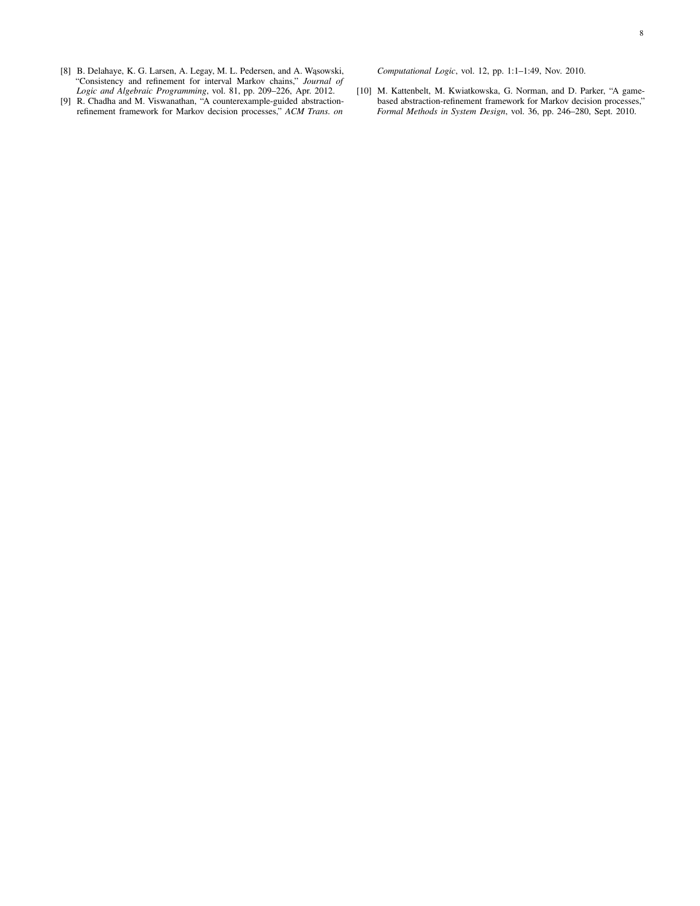[8] B. Delahaye, K. G. Larsen, A. Legay, M. L. Pedersen, and A. Wąsowski, "Consistency and refinement for interval Markov chains," *Journal of Logic and Algebraic Programming*, vol. 81, pp. 209–226, Apr. 2012.

[9] R. Chadha and M. Viswanathan, "A counterexample-guided abstraction-refinement framework for Markov decision processes," *ACM Trans. on Computational Logic*, vol. 12, pp. 1:1–1:49, Nov. 2010.

[10] M. Kattenbelt, M. Kwiatkowska, G. Norman, and D. Parker, "A game-based abstraction-refinement framework for Markov decision processes," *Formal Methods in System Design*, vol. 36, pp. 246–280, Sept. 2010.